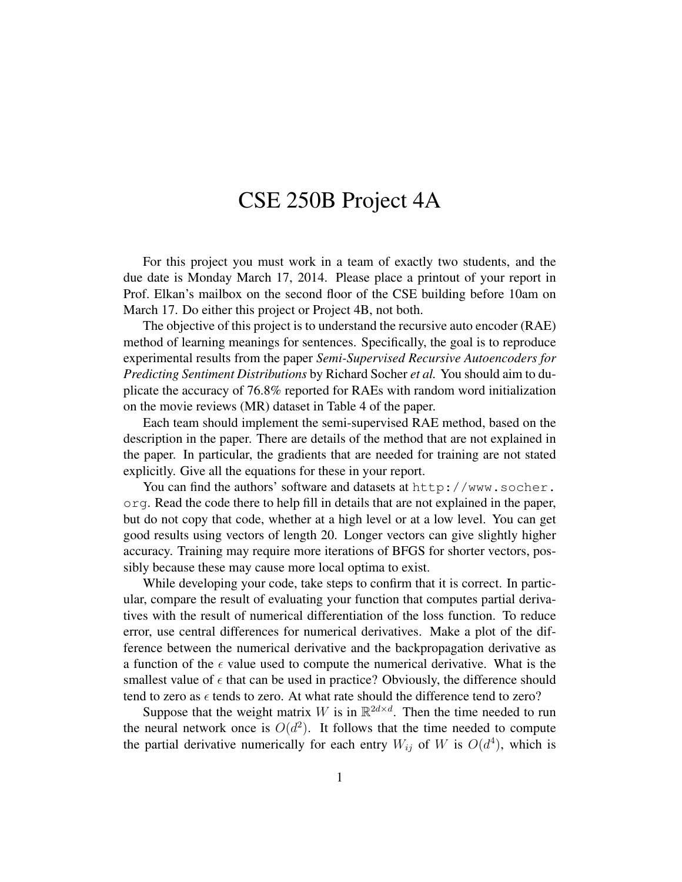# CSE 250B Project 4A

For this project you must work in a team of exactly two students, and the due date is Monday March 17, 2014. Please place a printout of your report in Prof. Elkan's mailbox on the second floor of the CSE building before 10am on March 17. Do either this project or Project 4B, not both.

The objective of this project is to understand the recursive auto encoder (RAE) method of learning meanings for sentences. Specifically, the goal is to reproduce experimental results from the paper *Semi-Supervised Recursive Autoencoders for Predicting Sentiment Distributions* by Richard Socher *et al.* You should aim to duplicate the accuracy of 76.8% reported for RAEs with random word initialization on the movie reviews (MR) dataset in Table 4 of the paper.

Each team should implement the semi-supervised RAE method, based on the description in the paper. There are details of the method that are not explained in the paper. In particular, the gradients that are needed for training are not stated explicitly. Give all the equations for these in your report.

You can find the authors' software and datasets at `http://www.socher.org`. Read the code there to help fill in details that are not explained in the paper, but do not copy that code, whether at a high level or at a low level. You can get good results using vectors of length 20. Longer vectors can give slightly higher accuracy. Training may require more iterations of BFGS for shorter vectors, possibly because these may cause more local optima to exist.

While developing your code, take steps to confirm that it is correct. In particular, compare the result of evaluating your function that computes partial derivatives with the result of numerical differentiation of the loss function. To reduce error, use central differences for numerical derivatives. Make a plot of the difference between the numerical derivative and the backpropagation derivative as a function of the $\epsilon$ value used to compute the numerical derivative. What is the smallest value of $\epsilon$ that can be used in practice? Obviously, the difference should tend to zero as $\epsilon$ tends to zero. At what rate should the difference tend to zero?

Suppose that the weight matrix $W$ is in $\mathbb{R}^{2d \times d}$. Then the time needed to run the neural network once is $O(d^2)$. It follows that the time needed to compute the partial derivative numerically for each entry $W_{ij}$ of $W$ is $O(d^4)$, which is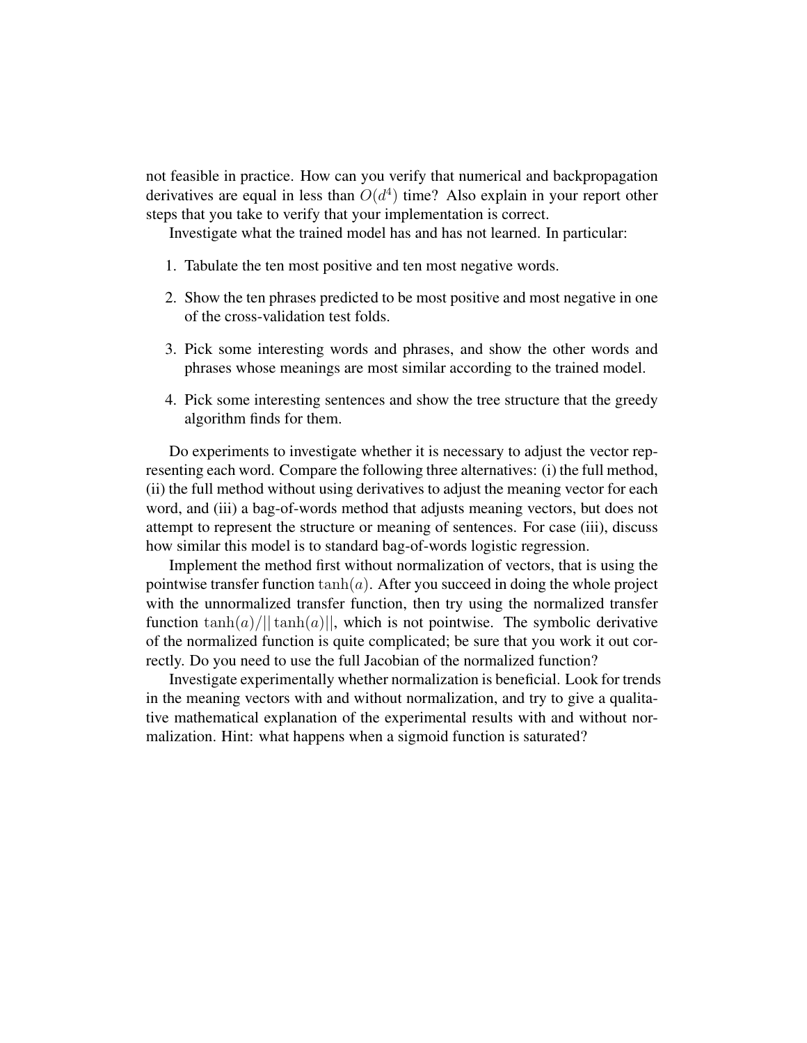not feasible in practice. How can you verify that numerical and backpropagation derivatives are equal in less than $O(d^4)$ time? Also explain in your report other steps that you take to verify that your implementation is correct.

Investigate what the trained model has and has not learned. In particular:

1. Tabulate the ten most positive and ten most negative words.
2. Show the ten phrases predicted to be most positive and most negative in one of the cross-validation test folds.
3. Pick some interesting words and phrases, and show the other words and phrases whose meanings are most similar according to the trained model.
4. Pick some interesting sentences and show the tree structure that the greedy algorithm finds for them.

Do experiments to investigate whether it is necessary to adjust the vector representing each word. Compare the following three alternatives: (i) the full method, (ii) the full method without using derivatives to adjust the meaning vector for each word, and (iii) a bag-of-words method that adjusts meaning vectors, but does not attempt to represent the structure or meaning of sentences. For case (iii), discuss how similar this model is to standard bag-of-words logistic regression.

Implement the method first without normalization of vectors, that is using the pointwise transfer function $\tanh(a)$. After you succeed in doing the whole project with the unnormalized transfer function, then try using the normalized transfer function $\tanh(a)/||\tanh(a)||$, which is not pointwise. The symbolic derivative of the normalized function is quite complicated; be sure that you work it out correctly. Do you need to use the full Jacobian of the normalized function?

Investigate experimentally whether normalization is beneficial. Look for trends in the meaning vectors with and without normalization, and try to give a qualitative mathematical explanation of the experimental results with and without normalization. Hint: what happens when a sigmoid function is saturated?